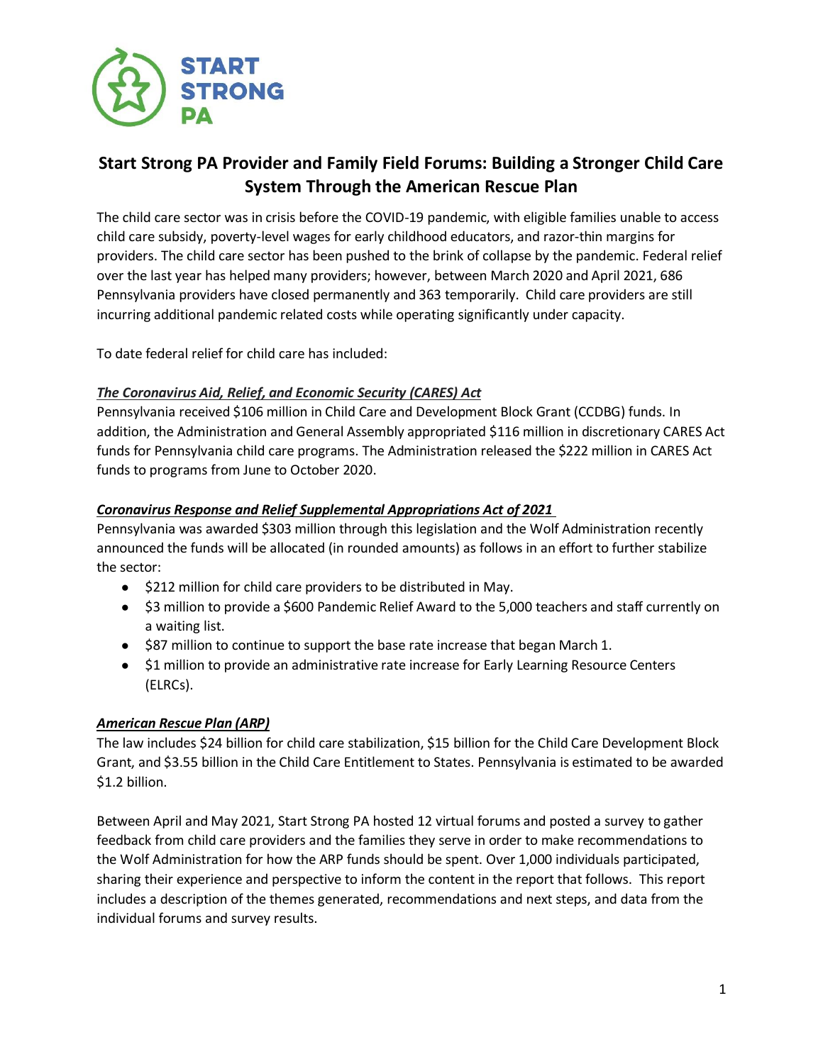# Start Strong PA Provider and Family Field Forums: Building a Stronger Child Care System Through the American Rescue Plan

The child care sector was in crisis before the COVID-19 pandemic, with eligible families unable to access child care subsidy, poverty-level wages for early childhood educators, and razor-thin margins for providers. The child care sector has been pushed to the brink of collapse by the pandemic. Federal relief over the last year has helped many providers; however, between March 2020 and April 2021, 686 Pennsylvania providers have closed permanently and 363 temporarily. Child care providers are still incurring additional pandemic related costs while operating significantly under capacity.

To date federal relief for child care has included:

***The Coronavirus Aid, Relief, and Economic Security (CARES) Act***

Pennsylvania received $106 million in Child Care and Development Block Grant (CCDBG) funds. In addition, the Administration and General Assembly appropriated $116 million in discretionary CARES Act funds for Pennsylvania child care programs. The Administration released the $222 million in CARES Act funds to programs from June to October 2020.

***Coronavirus Response and Relief Supplemental Appropriations Act of 2021***

Pennsylvania was awarded $303 million through this legislation and the Wolf Administration recently announced the funds will be allocated (in rounded amounts) as follows in an effort to further stabilize the sector:

- $212 million for child care providers to be distributed in May.
- $3 million to provide a $600 Pandemic Relief Award to the 5,000 teachers and staff currently on a waiting list.
- $87 million to continue to support the base rate increase that began March 1.
- $1 million to provide an administrative rate increase for Early Learning Resource Centers (ELRCs).

***American Rescue Plan (ARP)***

The law includes $24 billion for child care stabilization, $15 billion for the Child Care Development Block Grant, and $3.55 billion in the Child Care Entitlement to States. Pennsylvania is estimated to be awarded $1.2 billion.

Between April and May 2021, Start Strong PA hosted 12 virtual forums and posted a survey to gather feedback from child care providers and the families they serve in order to make recommendations to the Wolf Administration for how the ARP funds should be spent. Over 1,000 individuals participated, sharing their experience and perspective to inform the content in the report that follows. This report includes a description of the themes generated, recommendations and next steps, and data from the individual forums and survey results.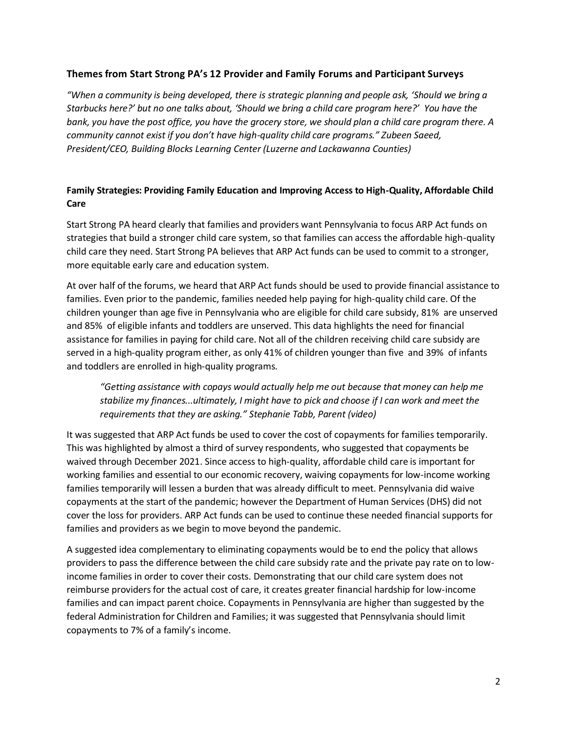### Themes from Start Strong PA's 12 Provider and Family Forums and Participant Surveys

*"When a community is being developed, there is strategic planning and people ask, 'Should we bring a Starbucks here?' but no one talks about, 'Should we bring a child care program here?' You have the bank, you have the post office, you have the grocery store, we should plan a child care program there. A community cannot exist if you don't have high-quality child care programs." Zubeen Saeed, President/CEO, Building Blocks Learning Center (Luzerne and Lackawanna Counties)*

### Family Strategies: Providing Family Education and Improving Access to High-Quality, Affordable Child Care

Start Strong PA heard clearly that families and providers want Pennsylvania to focus ARP Act funds on strategies that build a stronger child care system, so that families can access the affordable high-quality child care they need. Start Strong PA believes that ARP Act funds can be used to commit to a stronger, more equitable early care and education system.

At over half of the forums, we heard that ARP Act funds should be used to provide financial assistance to families. Even prior to the pandemic, families needed help paying for high-quality child care. Of the children younger than age five in Pennsylvania who are eligible for child care subsidy, 81% are unserved and 85% of eligible infants and toddlers are unserved. This data highlights the need for financial assistance for families in paying for child care. Not all of the children receiving child care subsidy are served in a high-quality program either, as only 41% of children younger than five and 39% of infants and toddlers are enrolled in high-quality programs.

> *"Getting assistance with copays would actually help me out because that money can help me stabilize my finances...ultimately, I might have to pick and choose if I can work and meet the requirements that they are asking." Stephanie Tabb, Parent (video)*

It was suggested that ARP Act funds be used to cover the cost of copayments for families temporarily. This was highlighted by almost a third of survey respondents, who suggested that copayments be waived through December 2021. Since access to high-quality, affordable child care is important for working families and essential to our economic recovery, waiving copayments for low-income working families temporarily will lessen a burden that was already difficult to meet. Pennsylvania did waive copayments at the start of the pandemic; however the Department of Human Services (DHS) did not cover the loss for providers. ARP Act funds can be used to continue these needed financial supports for families and providers as we begin to move beyond the pandemic.

A suggested idea complementary to eliminating copayments would be to end the policy that allows providers to pass the difference between the child care subsidy rate and the private pay rate on to low-income families in order to cover their costs. Demonstrating that our child care system does not reimburse providers for the actual cost of care, it creates greater financial hardship for low-income families and can impact parent choice. Copayments in Pennsylvania are higher than suggested by the federal Administration for Children and Families; it was suggested that Pennsylvania should limit copayments to 7% of a family's income.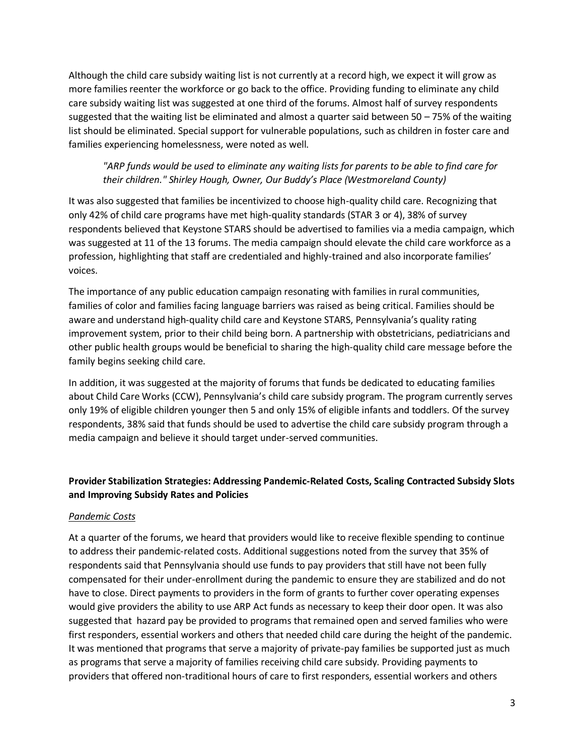Although the child care subsidy waiting list is not currently at a record high, we expect it will grow as more families reenter the workforce or go back to the office. Providing funding to eliminate any child care subsidy waiting list was suggested at one third of the forums. Almost half of survey respondents suggested that the waiting list be eliminated and almost a quarter said between 50 – 75% of the waiting list should be eliminated. Special support for vulnerable populations, such as children in foster care and families experiencing homelessness, were noted as well.

> *"ARP funds would be used to eliminate any waiting lists for parents to be able to find care for their children." Shirley Hough, Owner, Our Buddy's Place (Westmoreland County)*

It was also suggested that families be incentivized to choose high-quality child care. Recognizing that only 42% of child care programs have met high-quality standards (STAR 3 or 4), 38% of survey respondents believed that Keystone STARS should be advertised to families via a media campaign, which was suggested at 11 of the 13 forums. The media campaign should elevate the child care workforce as a profession, highlighting that staff are credentialed and highly-trained and also incorporate families' voices.

The importance of any public education campaign resonating with families in rural communities, families of color and families facing language barriers was raised as being critical. Families should be aware and understand high-quality child care and Keystone STARS, Pennsylvania's quality rating improvement system, prior to their child being born. A partnership with obstetricians, pediatricians and other public health groups would be beneficial to sharing the high-quality child care message before the family begins seeking child care.

In addition, it was suggested at the majority of forums that funds be dedicated to educating families about Child Care Works (CCW), Pennsylvania's child care subsidy program. The program currently serves only 19% of eligible children younger then 5 and only 15% of eligible infants and toddlers. Of the survey respondents, 38% said that funds should be used to advertise the child care subsidy program through a media campaign and believe it should target under-served communities.

**Provider Stabilization Strategies: Addressing Pandemic-Related Costs, Scaling Contracted Subsidy Slots and Improving Subsidy Rates and Policies**

*Pandemic Costs*

At a quarter of the forums, we heard that providers would like to receive flexible spending to continue to address their pandemic-related costs. Additional suggestions noted from the survey that 35% of respondents said that Pennsylvania should use funds to pay providers that still have not been fully compensated for their under-enrollment during the pandemic to ensure they are stabilized and do not have to close. Direct payments to providers in the form of grants to further cover operating expenses would give providers the ability to use ARP Act funds as necessary to keep their door open. It was also suggested that hazard pay be provided to programs that remained open and served families who were first responders, essential workers and others that needed child care during the height of the pandemic. It was mentioned that programs that serve a majority of private-pay families be supported just as much as programs that serve a majority of families receiving child care subsidy. Providing payments to providers that offered non-traditional hours of care to first responders, essential workers and others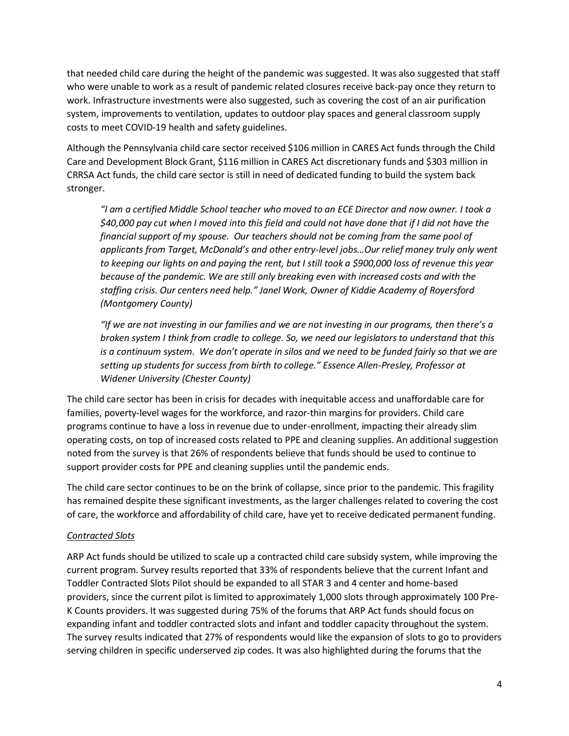that needed child care during the height of the pandemic was suggested. It was also suggested that staff who were unable to work as a result of pandemic related closures receive back-pay once they return to work. Infrastructure investments were also suggested, such as covering the cost of an air purification system, improvements to ventilation, updates to outdoor play spaces and general classroom supply costs to meet COVID-19 health and safety guidelines.

Although the Pennsylvania child care sector received $106 million in CARES Act funds through the Child Care and Development Block Grant, $116 million in CARES Act discretionary funds and $303 million in CRRSA Act funds, the child care sector is still in need of dedicated funding to build the system back stronger.

> *"I am a certified Middle School teacher who moved to an ECE Director and now owner. I took a $40,000 pay cut when I moved into this field and could not have done that if I did not have the financial support of my spouse. Our teachers should not be coming from the same pool of applicants from Target, McDonald's and other entry-level jobs…Our relief money truly only went to keeping our lights on and paying the rent, but I still took a $900,000 loss of revenue this year because of the pandemic. We are still only breaking even with increased costs and with the staffing crisis. Our centers need help." Janel Work, Owner of Kiddie Academy of Royersford (Montgomery County)*

> *"If we are not investing in our families and we are not investing in our programs, then there's a broken system I think from cradle to college. So, we need our legislators to understand that this is a continuum system. We don't operate in silos and we need to be funded fairly so that we are setting up students for success from birth to college." Essence Allen-Presley, Professor at Widener University (Chester County)*

The child care sector has been in crisis for decades with inequitable access and unaffordable care for families, poverty-level wages for the workforce, and razor-thin margins for providers. Child care programs continue to have a loss in revenue due to under-enrollment, impacting their already slim operating costs, on top of increased costs related to PPE and cleaning supplies. An additional suggestion noted from the survey is that 26% of respondents believe that funds should be used to continue to support provider costs for PPE and cleaning supplies until the pandemic ends.

The child care sector continues to be on the brink of collapse, since prior to the pandemic. This fragility has remained despite these significant investments, as the larger challenges related to covering the cost of care, the workforce and affordability of child care, have yet to receive dedicated permanent funding.

*Contracted Slots*

ARP Act funds should be utilized to scale up a contracted child care subsidy system, while improving the current program. Survey results reported that 33% of respondents believe that the current Infant and Toddler Contracted Slots Pilot should be expanded to all STAR 3 and 4 center and home-based providers, since the current pilot is limited to approximately 1,000 slots through approximately 100 Pre-K Counts providers. It was suggested during 75% of the forums that ARP Act funds should focus on expanding infant and toddler contracted slots and infant and toddler capacity throughout the system. The survey results indicated that 27% of respondents would like the expansion of slots to go to providers serving children in specific underserved zip codes. It was also highlighted during the forums that the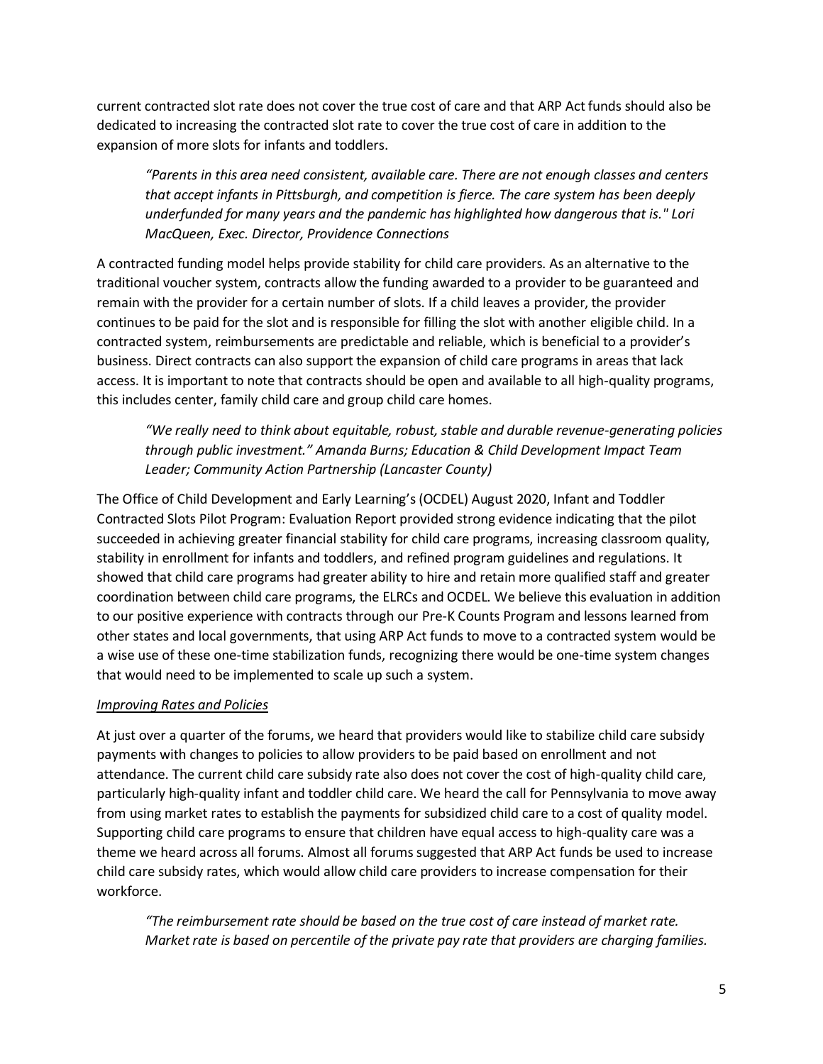current contracted slot rate does not cover the true cost of care and that ARP Act funds should also be dedicated to increasing the contracted slot rate to cover the true cost of care in addition to the expansion of more slots for infants and toddlers.

> *"Parents in this area need consistent, available care. There are not enough classes and centers that accept infants in Pittsburgh, and competition is fierce. The care system has been deeply underfunded for many years and the pandemic has highlighted how dangerous that is." Lori MacQueen, Exec. Director, Providence Connections*

A contracted funding model helps provide stability for child care providers. As an alternative to the traditional voucher system, contracts allow the funding awarded to a provider to be guaranteed and remain with the provider for a certain number of slots. If a child leaves a provider, the provider continues to be paid for the slot and is responsible for filling the slot with another eligible child. In a contracted system, reimbursements are predictable and reliable, which is beneficial to a provider's business. Direct contracts can also support the expansion of child care programs in areas that lack access. It is important to note that contracts should be open and available to all high-quality programs, this includes center, family child care and group child care homes.

> *"We really need to think about equitable, robust, stable and durable revenue-generating policies through public investment." Amanda Burns; Education & Child Development Impact Team Leader; Community Action Partnership (Lancaster County)*

The Office of Child Development and Early Learning's (OCDEL) August 2020, Infant and Toddler Contracted Slots Pilot Program: Evaluation Report provided strong evidence indicating that the pilot succeeded in achieving greater financial stability for child care programs, increasing classroom quality, stability in enrollment for infants and toddlers, and refined program guidelines and regulations. It showed that child care programs had greater ability to hire and retain more qualified staff and greater coordination between child care programs, the ELRCs and OCDEL. We believe this evaluation in addition to our positive experience with contracts through our Pre-K Counts Program and lessons learned from other states and local governments, that using ARP Act funds to move to a contracted system would be a wise use of these one-time stabilization funds, recognizing there would be one-time system changes that would need to be implemented to scale up such a system.

*<u>Improving Rates and Policies</u>*

At just over a quarter of the forums, we heard that providers would like to stabilize child care subsidy payments with changes to policies to allow providers to be paid based on enrollment and not attendance. The current child care subsidy rate also does not cover the cost of high-quality child care, particularly high-quality infant and toddler child care. We heard the call for Pennsylvania to move away from using market rates to establish the payments for subsidized child care to a cost of quality model. Supporting child care programs to ensure that children have equal access to high-quality care was a theme we heard across all forums. Almost all forums suggested that ARP Act funds be used to increase child care subsidy rates, which would allow child care providers to increase compensation for their workforce.

> *"The reimbursement rate should be based on the true cost of care instead of market rate. Market rate is based on percentile of the private pay rate that providers are charging families.*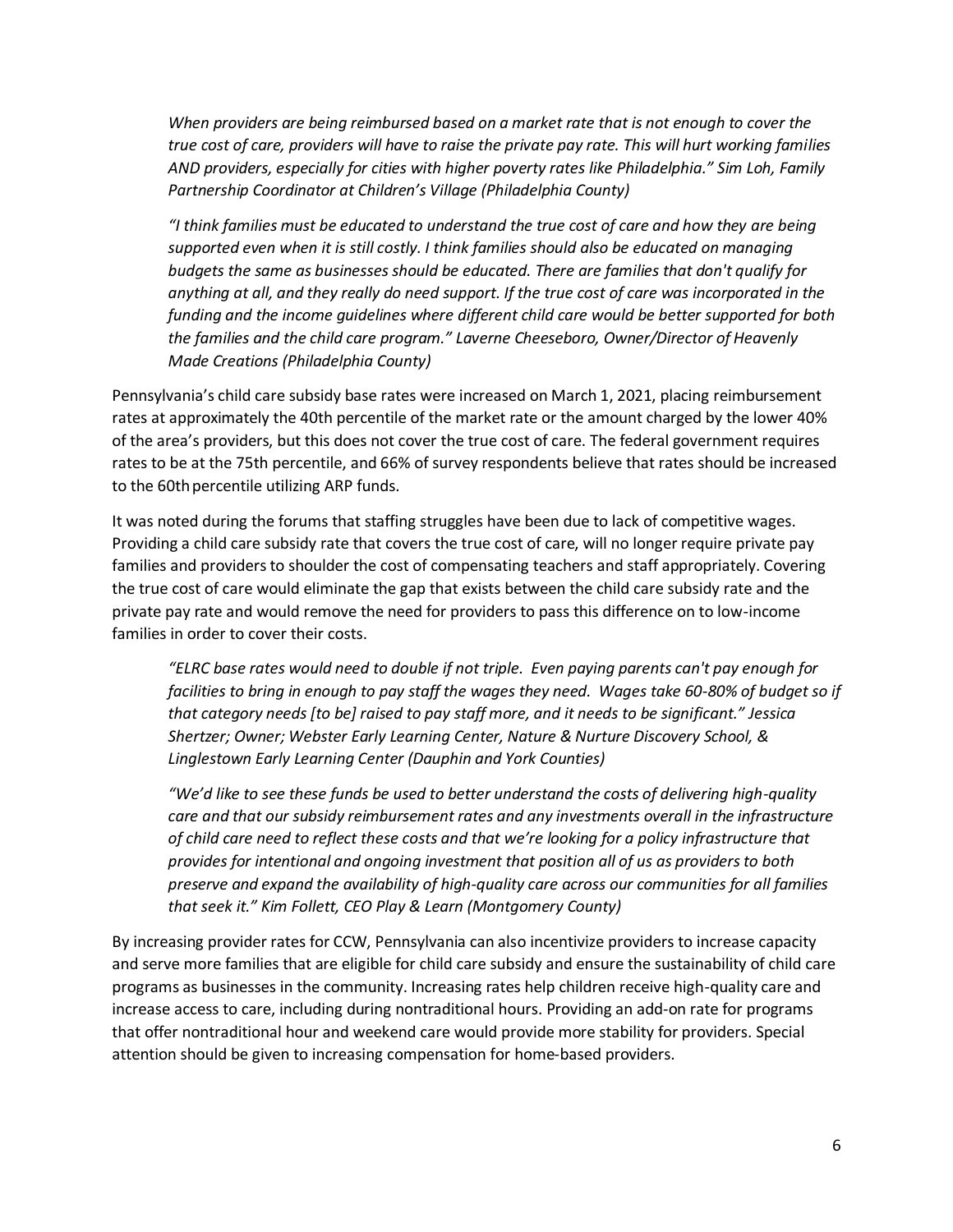*When providers are being reimbursed based on a market rate that is not enough to cover the true cost of care, providers will have to raise the private pay rate. This will hurt working families AND providers, especially for cities with higher poverty rates like Philadelphia." Sim Loh, Family Partnership Coordinator at Children's Village (Philadelphia County)*

*"I think families must be educated to understand the true cost of care and how they are being supported even when it is still costly. I think families should also be educated on managing budgets the same as businesses should be educated. There are families that don't qualify for anything at all, and they really do need support. If the true cost of care was incorporated in the funding and the income guidelines where different child care would be better supported for both the families and the child care program." Laverne Cheeseboro, Owner/Director of Heavenly Made Creations (Philadelphia County)*

Pennsylvania's child care subsidy base rates were increased on March 1, 2021, placing reimbursement rates at approximately the 40th percentile of the market rate or the amount charged by the lower 40% of the area's providers, but this does not cover the true cost of care. The federal government requires rates to be at the 75th percentile, and 66% of survey respondents believe that rates should be increased to the 60th percentile utilizing ARP funds.

It was noted during the forums that staffing struggles have been due to lack of competitive wages. Providing a child care subsidy rate that covers the true cost of care, will no longer require private pay families and providers to shoulder the cost of compensating teachers and staff appropriately. Covering the true cost of care would eliminate the gap that exists between the child care subsidy rate and the private pay rate and would remove the need for providers to pass this difference on to low-income families in order to cover their costs.

*"ELRC base rates would need to double if not triple. Even paying parents can't pay enough for facilities to bring in enough to pay staff the wages they need. Wages take 60-80% of budget so if that category needs [to be] raised to pay staff more, and it needs to be significant." Jessica Shertzer; Owner; Webster Early Learning Center, Nature & Nurture Discovery School, & Linglestown Early Learning Center (Dauphin and York Counties)*

*"We'd like to see these funds be used to better understand the costs of delivering high-quality care and that our subsidy reimbursement rates and any investments overall in the infrastructure of child care need to reflect these costs and that we're looking for a policy infrastructure that provides for intentional and ongoing investment that position all of us as providers to both preserve and expand the availability of high-quality care across our communities for all families that seek it." Kim Follett, CEO Play & Learn (Montgomery County)*

By increasing provider rates for CCW, Pennsylvania can also incentivize providers to increase capacity and serve more families that are eligible for child care subsidy and ensure the sustainability of child care programs as businesses in the community. Increasing rates help children receive high-quality care and increase access to care, including during nontraditional hours. Providing an add-on rate for programs that offer nontraditional hour and weekend care would provide more stability for providers. Special attention should be given to increasing compensation for home-based providers.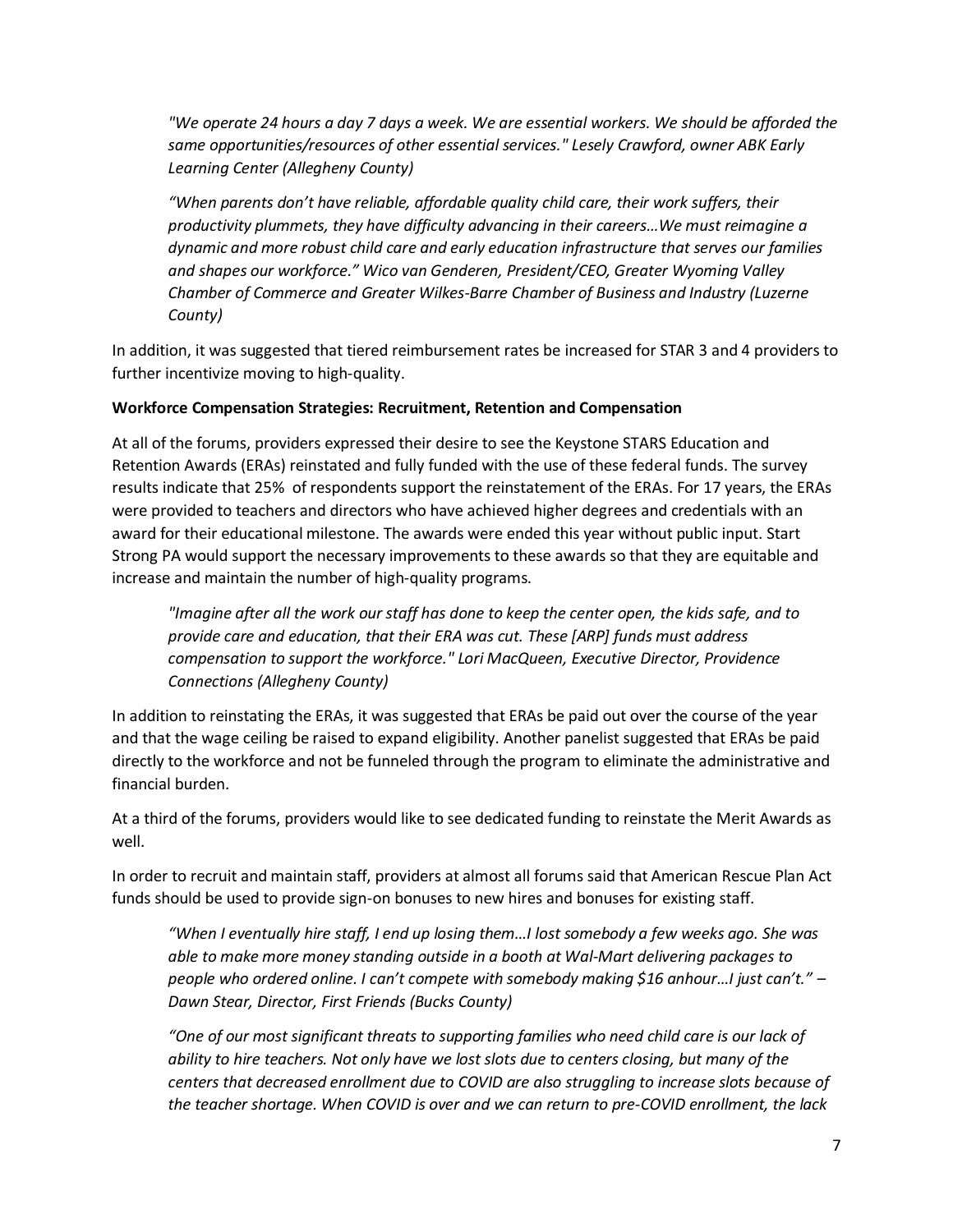*"We operate 24 hours a day 7 days a week. We are essential workers. We should be afforded the same opportunities/resources of other essential services." Lesely Crawford, owner ABK Early Learning Center (Allegheny County)*

*"When parents don't have reliable, affordable quality child care, their work suffers, their productivity plummets, they have difficulty advancing in their careers…We must reimagine a dynamic and more robust child care and early education infrastructure that serves our families and shapes our workforce." Wico van Genderen, President/CEO, Greater Wyoming Valley Chamber of Commerce and Greater Wilkes-Barre Chamber of Business and Industry (Luzerne County)*

In addition, it was suggested that tiered reimbursement rates be increased for STAR 3 and 4 providers to further incentivize moving to high-quality.

**Workforce Compensation Strategies: Recruitment, Retention and Compensation**

At all of the forums, providers expressed their desire to see the Keystone STARS Education and Retention Awards (ERAs) reinstated and fully funded with the use of these federal funds. The survey results indicate that 25% of respondents support the reinstatement of the ERAs. For 17 years, the ERAs were provided to teachers and directors who have achieved higher degrees and credentials with an award for their educational milestone. The awards were ended this year without public input. Start Strong PA would support the necessary improvements to these awards so that they are equitable and increase and maintain the number of high-quality programs.

*"Imagine after all the work our staff has done to keep the center open, the kids safe, and to provide care and education, that their ERA was cut. These [ARP] funds must address compensation to support the workforce." Lori MacQueen, Executive Director, Providence Connections (Allegheny County)*

In addition to reinstating the ERAs, it was suggested that ERAs be paid out over the course of the year and that the wage ceiling be raised to expand eligibility. Another panelist suggested that ERAs be paid directly to the workforce and not be funneled through the program to eliminate the administrative and financial burden.

At a third of the forums, providers would like to see dedicated funding to reinstate the Merit Awards as well.

In order to recruit and maintain staff, providers at almost all forums said that American Rescue Plan Act funds should be used to provide sign-on bonuses to new hires and bonuses for existing staff.

*"When I eventually hire staff, I end up losing them…I lost somebody a few weeks ago. She was able to make more money standing outside in a booth at Wal-Mart delivering packages to people who ordered online. I can't compete with somebody making $16 anhour…I just can't." – Dawn Stear, Director, First Friends (Bucks County)*

*"One of our most significant threats to supporting families who need child care is our lack of ability to hire teachers. Not only have we lost slots due to centers closing, but many of the centers that decreased enrollment due to COVID are also struggling to increase slots because of the teacher shortage. When COVID is over and we can return to pre-COVID enrollment, the lack*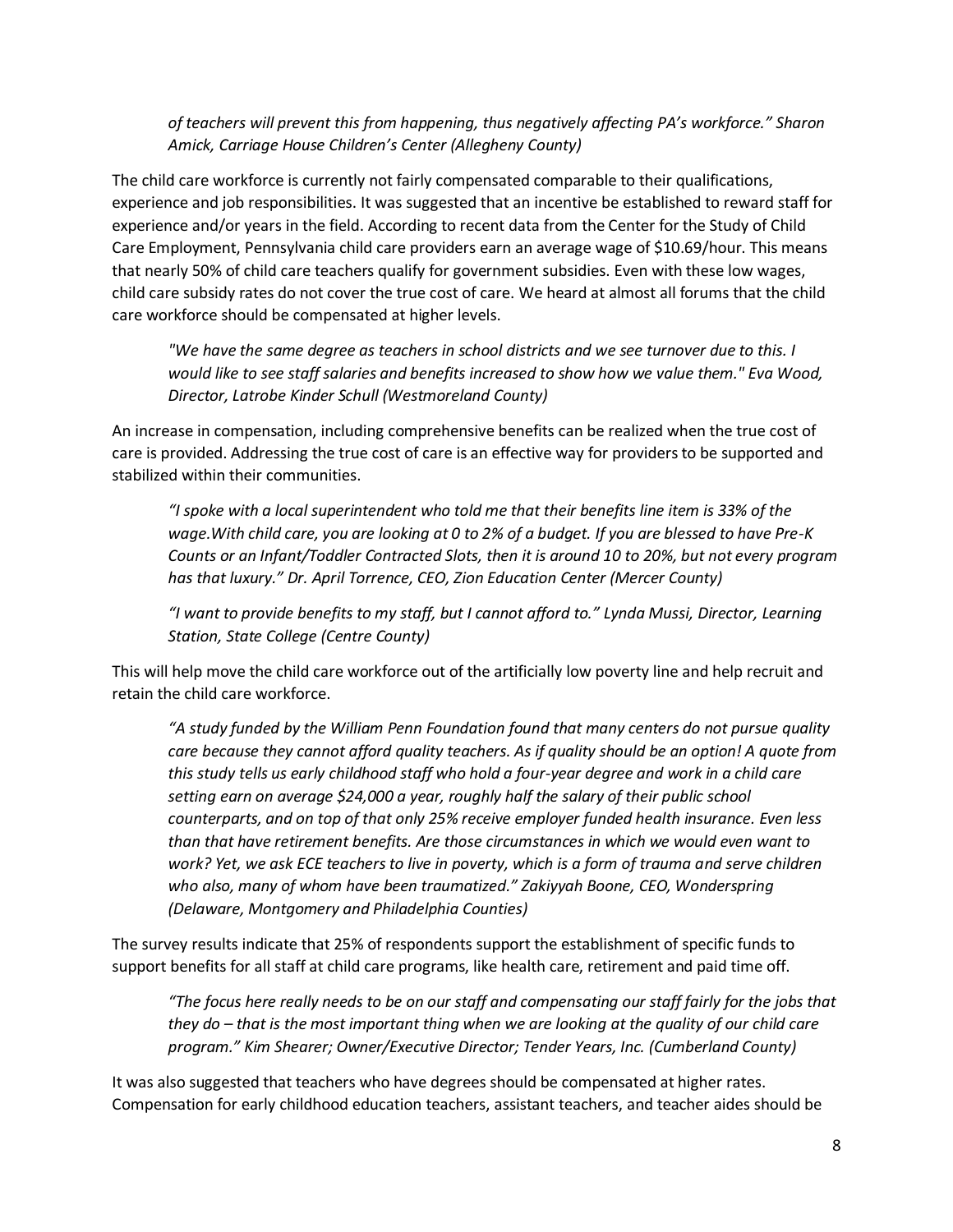*of teachers will prevent this from happening, thus negatively affecting PA's workforce." Sharon Amick, Carriage House Children's Center (Allegheny County)*

The child care workforce is currently not fairly compensated comparable to their qualifications, experience and job responsibilities. It was suggested that an incentive be established to reward staff for experience and/or years in the field. According to recent data from the Center for the Study of Child Care Employment, Pennsylvania child care providers earn an average wage of $10.69/hour. This means that nearly 50% of child care teachers qualify for government subsidies. Even with these low wages, child care subsidy rates do not cover the true cost of care. We heard at almost all forums that the child care workforce should be compensated at higher levels.

> *"We have the same degree as teachers in school districts and we see turnover due to this. I would like to see staff salaries and benefits increased to show how we value them." Eva Wood, Director, Latrobe Kinder Schull (Westmoreland County)*

An increase in compensation, including comprehensive benefits can be realized when the true cost of care is provided. Addressing the true cost of care is an effective way for providers to be supported and stabilized within their communities.

> *"I spoke with a local superintendent who told me that their benefits line item is 33% of the wage.With child care, you are looking at 0 to 2% of a budget. If you are blessed to have Pre-K Counts or an Infant/Toddler Contracted Slots, then it is around 10 to 20%, but not every program has that luxury." Dr. April Torrence, CEO, Zion Education Center (Mercer County)*

> *"I want to provide benefits to my staff, but I cannot afford to." Lynda Mussi, Director, Learning Station, State College (Centre County)*

This will help move the child care workforce out of the artificially low poverty line and help recruit and retain the child care workforce.

> *"A study funded by the William Penn Foundation found that many centers do not pursue quality care because they cannot afford quality teachers. As if quality should be an option! A quote from this study tells us early childhood staff who hold a four-year degree and work in a child care setting earn on average $24,000 a year, roughly half the salary of their public school counterparts, and on top of that only 25% receive employer funded health insurance. Even less than that have retirement benefits. Are those circumstances in which we would even want to work? Yet, we ask ECE teachers to live in poverty, which is a form of trauma and serve children who also, many of whom have been traumatized." Zakiyyah Boone, CEO, Wonderspring (Delaware, Montgomery and Philadelphia Counties)*

The survey results indicate that 25% of respondents support the establishment of specific funds to support benefits for all staff at child care programs, like health care, retirement and paid time off.

> *"The focus here really needs to be on our staff and compensating our staff fairly for the jobs that they do – that is the most important thing when we are looking at the quality of our child care program." Kim Shearer; Owner/Executive Director; Tender Years, Inc. (Cumberland County)*

It was also suggested that teachers who have degrees should be compensated at higher rates. Compensation for early childhood education teachers, assistant teachers, and teacher aides should be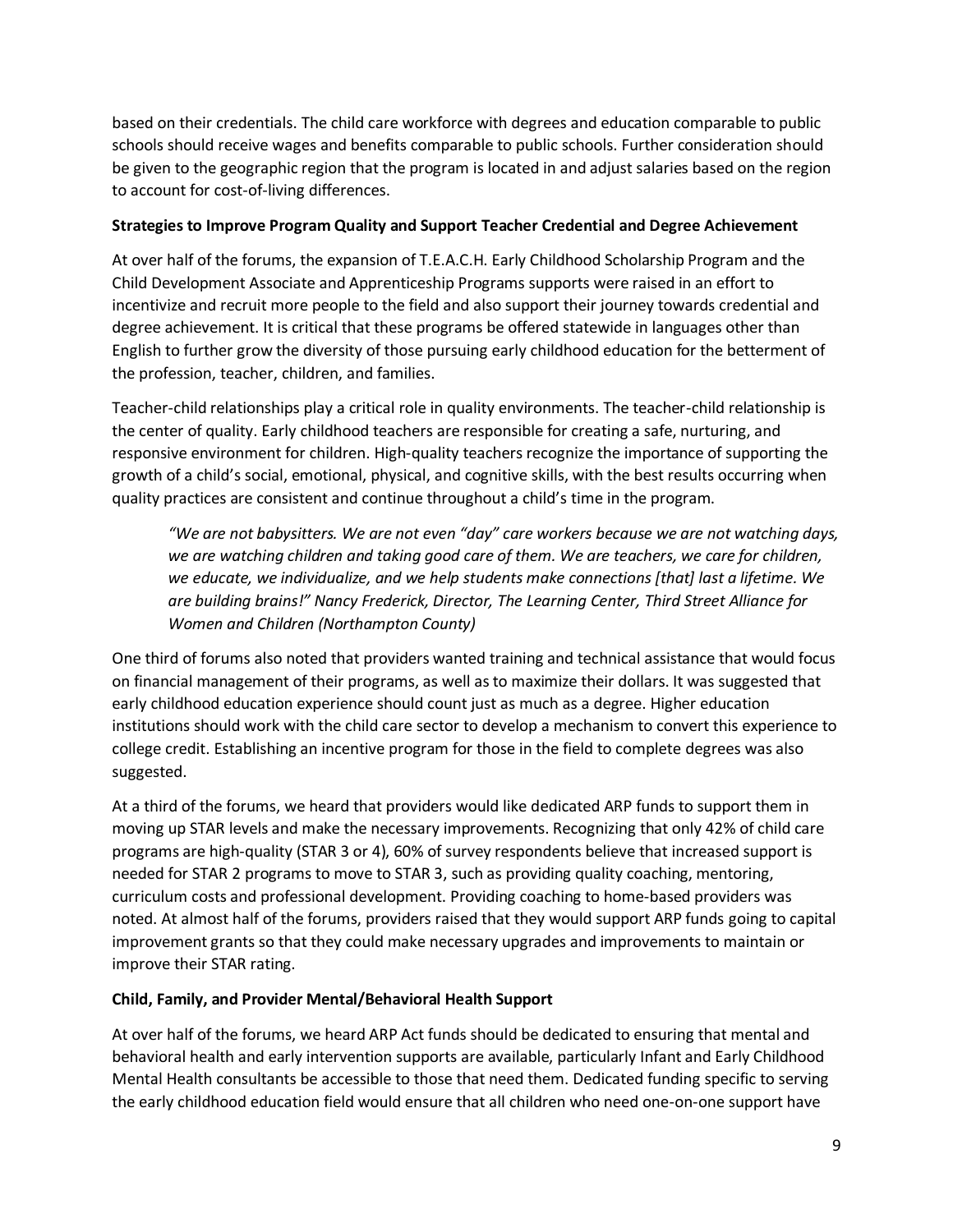based on their credentials. The child care workforce with degrees and education comparable to public schools should receive wages and benefits comparable to public schools. Further consideration should be given to the geographic region that the program is located in and adjust salaries based on the region to account for cost-of-living differences.

**Strategies to Improve Program Quality and Support Teacher Credential and Degree Achievement**

At over half of the forums, the expansion of T.E.A.C.H. Early Childhood Scholarship Program and the Child Development Associate and Apprenticeship Programs supports were raised in an effort to incentivize and recruit more people to the field and also support their journey towards credential and degree achievement. It is critical that these programs be offered statewide in languages other than English to further grow the diversity of those pursuing early childhood education for the betterment of the profession, teacher, children, and families.

Teacher-child relationships play a critical role in quality environments. The teacher-child relationship is the center of quality. Early childhood teachers are responsible for creating a safe, nurturing, and responsive environment for children. High-quality teachers recognize the importance of supporting the growth of a child's social, emotional, physical, and cognitive skills, with the best results occurring when quality practices are consistent and continue throughout a child's time in the program.

> *"We are not babysitters. We are not even "day" care workers because we are not watching days, we are watching children and taking good care of them. We are teachers, we care for children, we educate, we individualize, and we help students make connections [that] last a lifetime. We are building brains!" Nancy Frederick, Director, The Learning Center, Third Street Alliance for Women and Children (Northampton County)*

One third of forums also noted that providers wanted training and technical assistance that would focus on financial management of their programs, as well as to maximize their dollars. It was suggested that early childhood education experience should count just as much as a degree. Higher education institutions should work with the child care sector to develop a mechanism to convert this experience to college credit. Establishing an incentive program for those in the field to complete degrees was also suggested.

At a third of the forums, we heard that providers would like dedicated ARP funds to support them in moving up STAR levels and make the necessary improvements. Recognizing that only 42% of child care programs are high-quality (STAR 3 or 4), 60% of survey respondents believe that increased support is needed for STAR 2 programs to move to STAR 3, such as providing quality coaching, mentoring, curriculum costs and professional development. Providing coaching to home-based providers was noted. At almost half of the forums, providers raised that they would support ARP funds going to capital improvement grants so that they could make necessary upgrades and improvements to maintain or improve their STAR rating.

**Child, Family, and Provider Mental/Behavioral Health Support**

At over half of the forums, we heard ARP Act funds should be dedicated to ensuring that mental and behavioral health and early intervention supports are available, particularly Infant and Early Childhood Mental Health consultants be accessible to those that need them. Dedicated funding specific to serving the early childhood education field would ensure that all children who need one-on-one support have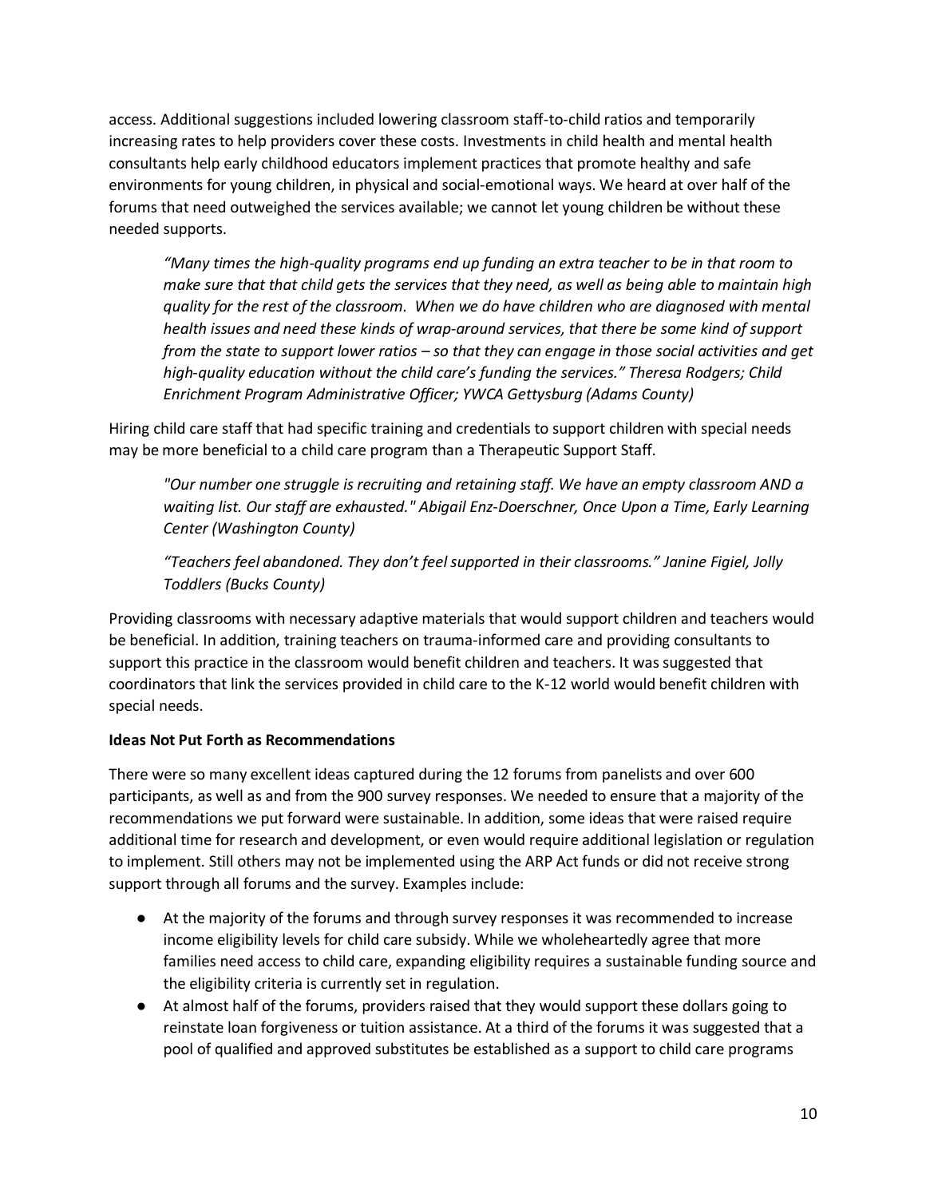access. Additional suggestions included lowering classroom staff-to-child ratios and temporarily increasing rates to help providers cover these costs. Investments in child health and mental health consultants help early childhood educators implement practices that promote healthy and safe environments for young children, in physical and social-emotional ways. We heard at over half of the forums that need outweighed the services available; we cannot let young children be without these needed supports.

> *"Many times the high-quality programs end up funding an extra teacher to be in that room to make sure that that child gets the services that they need, as well as being able to maintain high quality for the rest of the classroom. When we do have children who are diagnosed with mental health issues and need these kinds of wrap-around services, that there be some kind of support from the state to support lower ratios – so that they can engage in those social activities and get high-quality education without the child care's funding the services." Theresa Rodgers; Child Enrichment Program Administrative Officer; YWCA Gettysburg (Adams County)*

Hiring child care staff that had specific training and credentials to support children with special needs may be more beneficial to a child care program than a Therapeutic Support Staff.

> *"Our number one struggle is recruiting and retaining staff. We have an empty classroom AND a waiting list. Our staff are exhausted." Abigail Enz-Doerschner, Once Upon a Time, Early Learning Center (Washington County)*

> *"Teachers feel abandoned. They don't feel supported in their classrooms." Janine Figiel, Jolly Toddlers (Bucks County)*

Providing classrooms with necessary adaptive materials that would support children and teachers would be beneficial. In addition, training teachers on trauma-informed care and providing consultants to support this practice in the classroom would benefit children and teachers. It was suggested that coordinators that link the services provided in child care to the K-12 world would benefit children with special needs.

**Ideas Not Put Forth as Recommendations**

There were so many excellent ideas captured during the 12 forums from panelists and over 600 participants, as well as and from the 900 survey responses. We needed to ensure that a majority of the recommendations we put forward were sustainable. In addition, some ideas that were raised require additional time for research and development, or even would require additional legislation or regulation to implement. Still others may not be implemented using the ARP Act funds or did not receive strong support through all forums and the survey. Examples include:

- At the majority of the forums and through survey responses it was recommended to increase income eligibility levels for child care subsidy. While we wholeheartedly agree that more families need access to child care, expanding eligibility requires a sustainable funding source and the eligibility criteria is currently set in regulation.
- At almost half of the forums, providers raised that they would support these dollars going to reinstate loan forgiveness or tuition assistance. At a third of the forums it was suggested that a pool of qualified and approved substitutes be established as a support to child care programs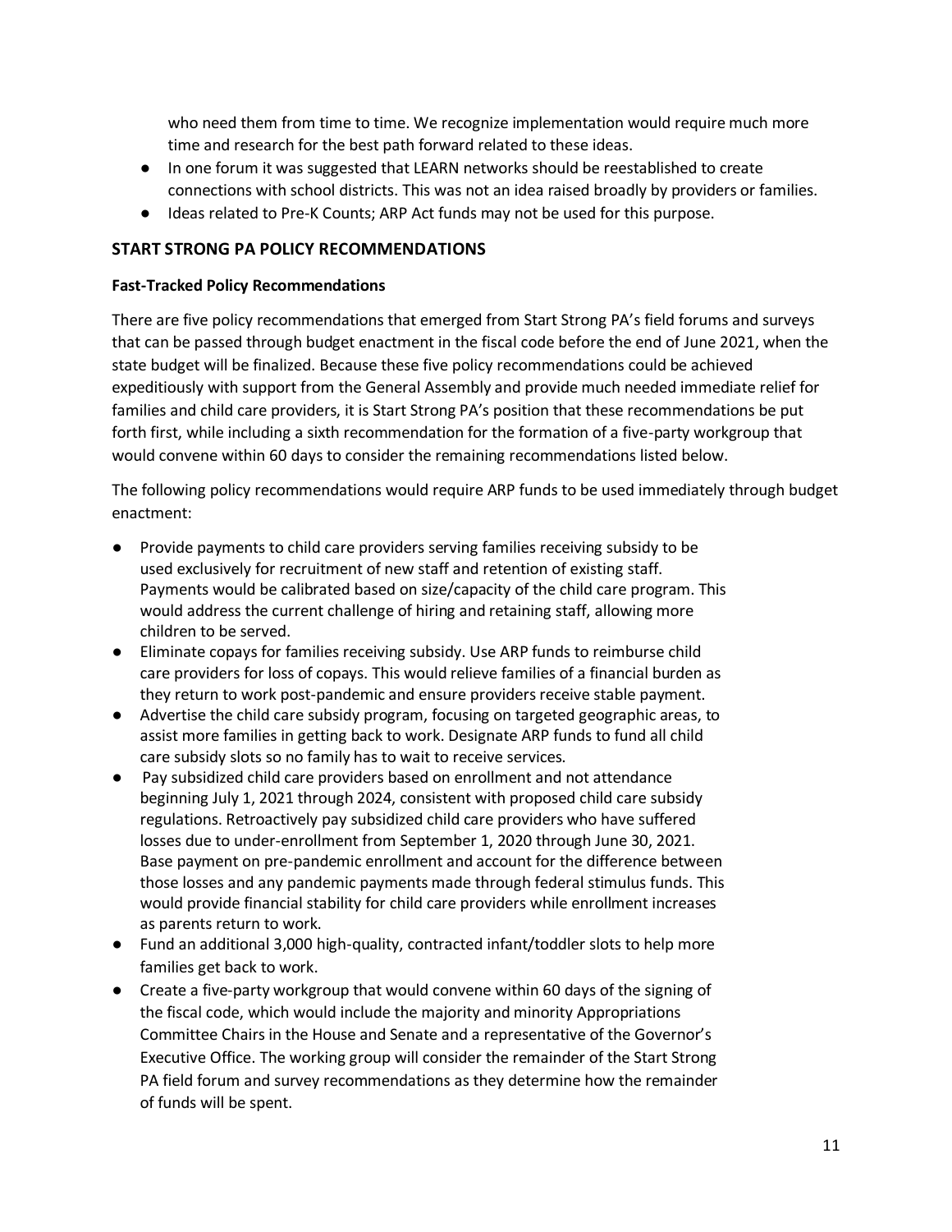who need them from time to time. We recognize implementation would require much more time and research for the best path forward related to these ideas.

- In one forum it was suggested that LEARN networks should be reestablished to create connections with school districts. This was not an idea raised broadly by providers or families.
- Ideas related to Pre-K Counts; ARP Act funds may not be used for this purpose.

## START STRONG PA POLICY RECOMMENDATIONS

### Fast-Tracked Policy Recommendations

There are five policy recommendations that emerged from Start Strong PA's field forums and surveys that can be passed through budget enactment in the fiscal code before the end of June 2021, when the state budget will be finalized. Because these five policy recommendations could be achieved expeditiously with support from the General Assembly and provide much needed immediate relief for families and child care providers, it is Start Strong PA's position that these recommendations be put forth first, while including a sixth recommendation for the formation of a five-party workgroup that would convene within 60 days to consider the remaining recommendations listed below.

The following policy recommendations would require ARP funds to be used immediately through budget enactment:

- Provide payments to child care providers serving families receiving subsidy to be used exclusively for recruitment of new staff and retention of existing staff. Payments would be calibrated based on size/capacity of the child care program. This would address the current challenge of hiring and retaining staff, allowing more children to be served.
- Eliminate copays for families receiving subsidy. Use ARP funds to reimburse child care providers for loss of copays. This would relieve families of a financial burden as they return to work post-pandemic and ensure providers receive stable payment.
- Advertise the child care subsidy program, focusing on targeted geographic areas, to assist more families in getting back to work. Designate ARP funds to fund all child care subsidy slots so no family has to wait to receive services.
- Pay subsidized child care providers based on enrollment and not attendance beginning July 1, 2021 through 2024, consistent with proposed child care subsidy regulations. Retroactively pay subsidized child care providers who have suffered losses due to under-enrollment from September 1, 2020 through June 30, 2021. Base payment on pre-pandemic enrollment and account for the difference between those losses and any pandemic payments made through federal stimulus funds. This would provide financial stability for child care providers while enrollment increases as parents return to work.
- Fund an additional 3,000 high-quality, contracted infant/toddler slots to help more families get back to work.
- Create a five-party workgroup that would convene within 60 days of the signing of the fiscal code, which would include the majority and minority Appropriations Committee Chairs in the House and Senate and a representative of the Governor's Executive Office. The working group will consider the remainder of the Start Strong PA field forum and survey recommendations as they determine how the remainder of funds will be spent.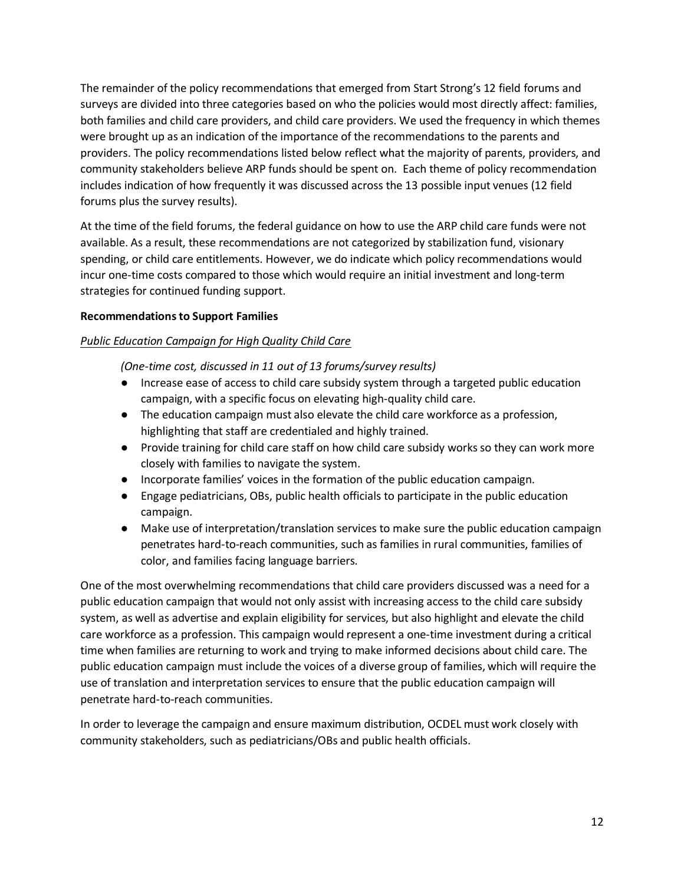The remainder of the policy recommendations that emerged from Start Strong's 12 field forums and surveys are divided into three categories based on who the policies would most directly affect: families, both families and child care providers, and child care providers. We used the frequency in which themes were brought up as an indication of the importance of the recommendations to the parents and providers. The policy recommendations listed below reflect what the majority of parents, providers, and community stakeholders believe ARP funds should be spent on. Each theme of policy recommendation includes indication of how frequently it was discussed across the 13 possible input venues (12 field forums plus the survey results).

At the time of the field forums, the federal guidance on how to use the ARP child care funds were not available. As a result, these recommendations are not categorized by stabilization fund, visionary spending, or child care entitlements. However, we do indicate which policy recommendations would incur one-time costs compared to those which would require an initial investment and long-term strategies for continued funding support.

**Recommendations to Support Families**

<u>*Public Education Campaign for High Quality Child Care*</u>

*(One-time cost, discussed in 11 out of 13 forums/survey results)*

- Increase ease of access to child care subsidy system through a targeted public education campaign, with a specific focus on elevating high-quality child care.
- The education campaign must also elevate the child care workforce as a profession, highlighting that staff are credentialed and highly trained.
- Provide training for child care staff on how child care subsidy works so they can work more closely with families to navigate the system.
- Incorporate families' voices in the formation of the public education campaign.
- Engage pediatricians, OBs, public health officials to participate in the public education campaign.
- Make use of interpretation/translation services to make sure the public education campaign penetrates hard-to-reach communities, such as families in rural communities, families of color, and families facing language barriers.

One of the most overwhelming recommendations that child care providers discussed was a need for a public education campaign that would not only assist with increasing access to the child care subsidy system, as well as advertise and explain eligibility for services, but also highlight and elevate the child care workforce as a profession. This campaign would represent a one-time investment during a critical time when families are returning to work and trying to make informed decisions about child care. The public education campaign must include the voices of a diverse group of families, which will require the use of translation and interpretation services to ensure that the public education campaign will penetrate hard-to-reach communities.

In order to leverage the campaign and ensure maximum distribution, OCDEL must work closely with community stakeholders, such as pediatricians/OBs and public health officials.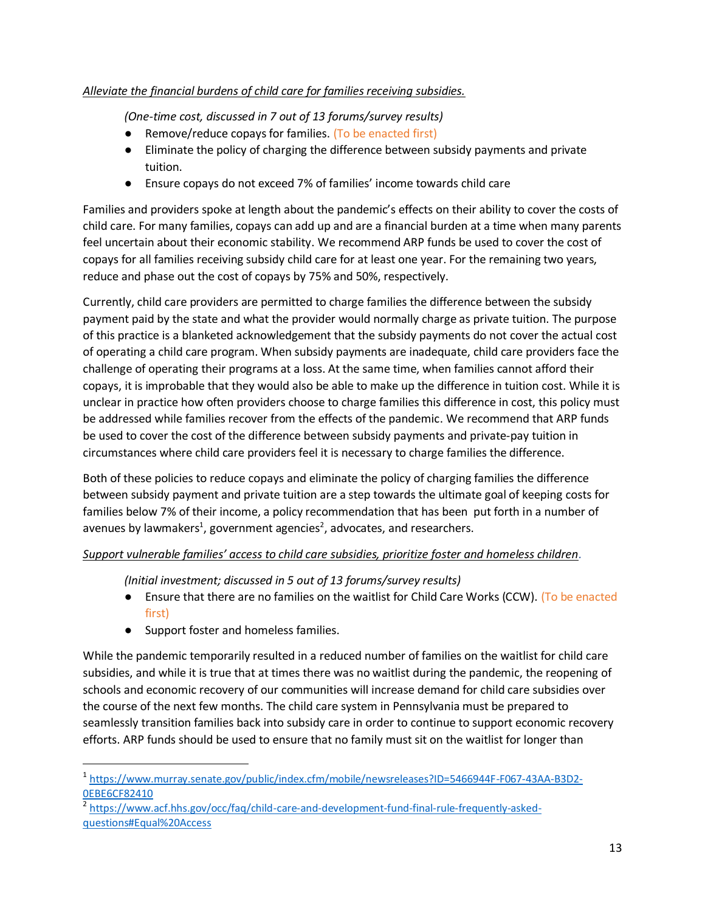_Alleviate the financial burdens of child care for families receiving subsidies._

*(One-time cost, discussed in 7 out of 13 forums/survey results)*

- Remove/reduce copays for families. (To be enacted first)
- Eliminate the policy of charging the difference between subsidy payments and private tuition.
- Ensure copays do not exceed 7% of families' income towards child care

Families and providers spoke at length about the pandemic's effects on their ability to cover the costs of child care. For many families, copays can add up and are a financial burden at a time when many parents feel uncertain about their economic stability. We recommend ARP funds be used to cover the cost of copays for all families receiving subsidy child care for at least one year. For the remaining two years, reduce and phase out the cost of copays by 75% and 50%, respectively.

Currently, child care providers are permitted to charge families the difference between the subsidy payment paid by the state and what the provider would normally charge as private tuition. The purpose of this practice is a blanketed acknowledgement that the subsidy payments do not cover the actual cost of operating a child care program. When subsidy payments are inadequate, child care providers face the challenge of operating their programs at a loss. At the same time, when families cannot afford their copays, it is improbable that they would also be able to make up the difference in tuition cost. While it is unclear in practice how often providers choose to charge families this difference in cost, this policy must be addressed while families recover from the effects of the pandemic. We recommend that ARP funds be used to cover the cost of the difference between subsidy payments and private-pay tuition in circumstances where child care providers feel it is necessary to charge families the difference.

Both of these policies to reduce copays and eliminate the policy of charging families the difference between subsidy payment and private tuition are a step towards the ultimate goal of keeping costs for families below 7% of their income, a policy recommendation that has been put forth in a number of avenues by lawmakers[1], government agencies[2], advocates, and researchers.

_Support vulnerable families' access to child care subsidies, prioritize foster and homeless children_.

*(Initial investment; discussed in 5 out of 13 forums/survey results)*

- Ensure that there are no families on the waitlist for Child Care Works (CCW). (To be enacted first)
- Support foster and homeless families.

While the pandemic temporarily resulted in a reduced number of families on the waitlist for child care subsidies, and while it is true that at times there was no waitlist during the pandemic, the reopening of schools and economic recovery of our communities will increase demand for child care subsidies over the course of the next few months. The child care system in Pennsylvania must be prepared to seamlessly transition families back into subsidy care in order to continue to support economic recovery efforts. ARP funds should be used to ensure that no family must sit on the waitlist for longer than

[1] https://www.murray.senate.gov/public/index.cfm/mobile/newsreleases?ID=5466944F-F067-43AA-B3D2-0EBE6CF82410

[2] https://www.acf.hhs.gov/occ/faq/child-care-and-development-fund-final-rule-frequently-asked-questions#Equal%20Access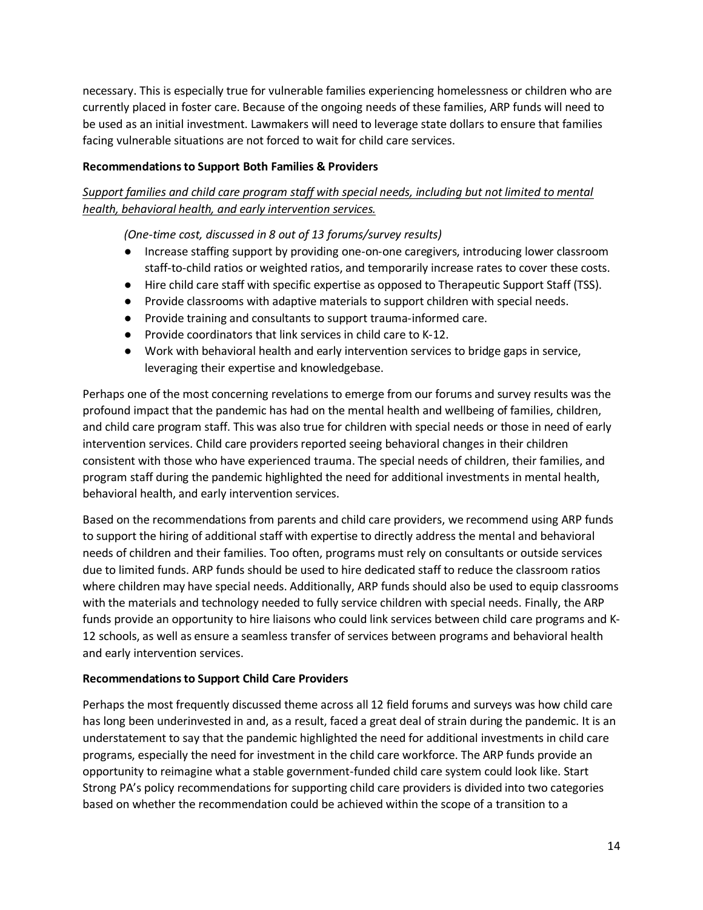necessary. This is especially true for vulnerable families experiencing homelessness or children who are currently placed in foster care. Because of the ongoing needs of these families, ARP funds will need to be used as an initial investment. Lawmakers will need to leverage state dollars to ensure that families facing vulnerable situations are not forced to wait for child care services.

**Recommendations to Support Both Families & Providers**

<u>*Support families and child care program staff with special needs, including but not limited to mental health, behavioral health, and early intervention services.*</u>

*(One-time cost, discussed in 8 out of 13 forums/survey results)*

- Increase staffing support by providing one-on-one caregivers, introducing lower classroom staff-to-child ratios or weighted ratios, and temporarily increase rates to cover these costs.
- Hire child care staff with specific expertise as opposed to Therapeutic Support Staff (TSS).
- Provide classrooms with adaptive materials to support children with special needs.
- Provide training and consultants to support trauma-informed care.
- Provide coordinators that link services in child care to K-12.
- Work with behavioral health and early intervention services to bridge gaps in service, leveraging their expertise and knowledgebase.

Perhaps one of the most concerning revelations to emerge from our forums and survey results was the profound impact that the pandemic has had on the mental health and wellbeing of families, children, and child care program staff. This was also true for children with special needs or those in need of early intervention services. Child care providers reported seeing behavioral changes in their children consistent with those who have experienced trauma. The special needs of children, their families, and program staff during the pandemic highlighted the need for additional investments in mental health, behavioral health, and early intervention services.

Based on the recommendations from parents and child care providers, we recommend using ARP funds to support the hiring of additional staff with expertise to directly address the mental and behavioral needs of children and their families. Too often, programs must rely on consultants or outside services due to limited funds. ARP funds should be used to hire dedicated staff to reduce the classroom ratios where children may have special needs. Additionally, ARP funds should also be used to equip classrooms with the materials and technology needed to fully service children with special needs. Finally, the ARP funds provide an opportunity to hire liaisons who could link services between child care programs and K-12 schools, as well as ensure a seamless transfer of services between programs and behavioral health and early intervention services.

**Recommendations to Support Child Care Providers**

Perhaps the most frequently discussed theme across all 12 field forums and surveys was how child care has long been underinvested in and, as a result, faced a great deal of strain during the pandemic. It is an understatement to say that the pandemic highlighted the need for additional investments in child care programs, especially the need for investment in the child care workforce. The ARP funds provide an opportunity to reimagine what a stable government-funded child care system could look like. Start Strong PA's policy recommendations for supporting child care providers is divided into two categories based on whether the recommendation could be achieved within the scope of a transition to a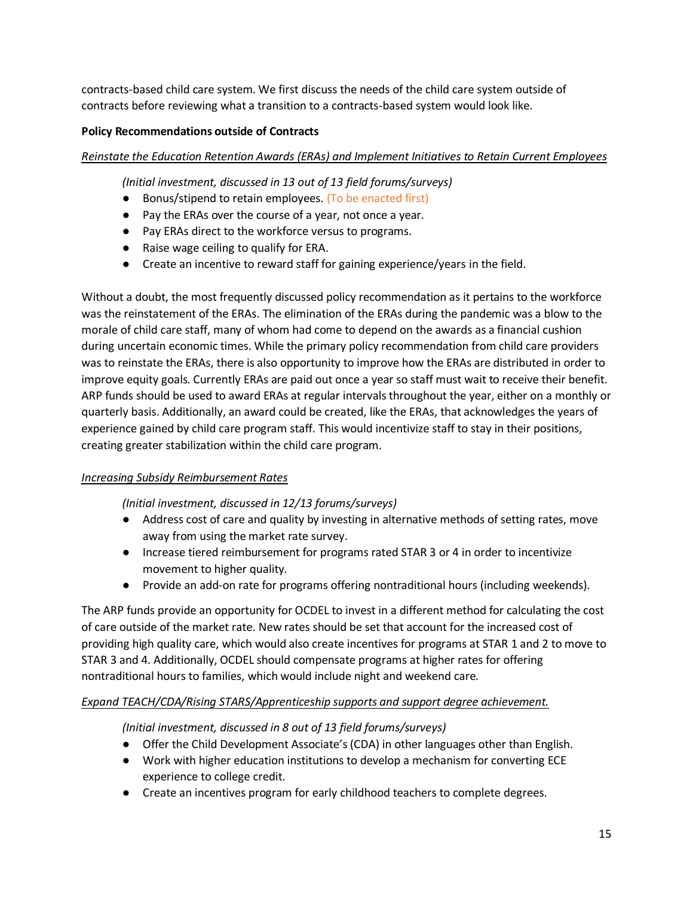contracts-based child care system. We first discuss the needs of the child care system outside of contracts before reviewing what a transition to a contracts-based system would look like.

**Policy Recommendations outside of Contracts**

_Reinstate the Education Retention Awards (ERAs) and Implement Initiatives to Retain Current Employees_

*(Initial investment, discussed in 13 out of 13 field forums/surveys)*

- Bonus/stipend to retain employees. (To be enacted first)
- Pay the ERAs over the course of a year, not once a year.
- Pay ERAs direct to the workforce versus to programs.
- Raise wage ceiling to qualify for ERA.
- Create an incentive to reward staff for gaining experience/years in the field.

Without a doubt, the most frequently discussed policy recommendation as it pertains to the workforce was the reinstatement of the ERAs. The elimination of the ERAs during the pandemic was a blow to the morale of child care staff, many of whom had come to depend on the awards as a financial cushion during uncertain economic times. While the primary policy recommendation from child care providers was to reinstate the ERAs, there is also opportunity to improve how the ERAs are distributed in order to improve equity goals. Currently ERAs are paid out once a year so staff must wait to receive their benefit. ARP funds should be used to award ERAs at regular intervals throughout the year, either on a monthly or quarterly basis. Additionally, an award could be created, like the ERAs, that acknowledges the years of experience gained by child care program staff. This would incentivize staff to stay in their positions, creating greater stabilization within the child care program.

_Increasing Subsidy Reimbursement Rates_

*(Initial investment, discussed in 12/13 forums/surveys)*

- Address cost of care and quality by investing in alternative methods of setting rates, move away from using the market rate survey.
- Increase tiered reimbursement for programs rated STAR 3 or 4 in order to incentivize movement to higher quality.
- Provide an add-on rate for programs offering nontraditional hours (including weekends).

The ARP funds provide an opportunity for OCDEL to invest in a different method for calculating the cost of care outside of the market rate. New rates should be set that account for the increased cost of providing high quality care, which would also create incentives for programs at STAR 1 and 2 to move to STAR 3 and 4. Additionally, OCDEL should compensate programs at higher rates for offering nontraditional hours to families, which would include night and weekend care.

_Expand TEACH/CDA/Rising STARS/Apprenticeship supports and support degree achievement._

*(Initial investment, discussed in 8 out of 13 field forums/surveys)*

- Offer the Child Development Associate's (CDA) in other languages other than English.
- Work with higher education institutions to develop a mechanism for converting ECE experience to college credit.
- Create an incentives program for early childhood teachers to complete degrees.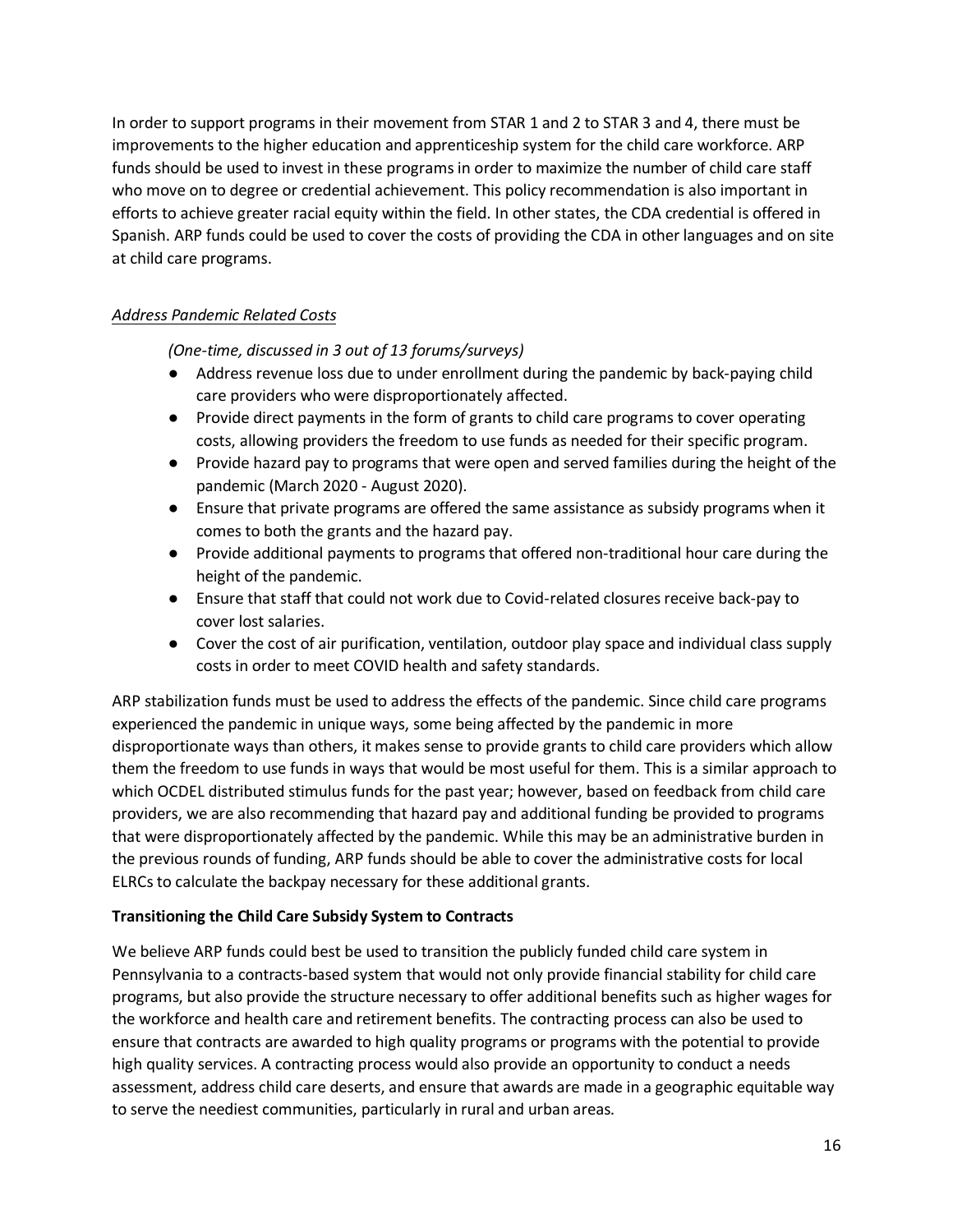In order to support programs in their movement from STAR 1 and 2 to STAR 3 and 4, there must be improvements to the higher education and apprenticeship system for the child care workforce. ARP funds should be used to invest in these programs in order to maximize the number of child care staff who move on to degree or credential achievement. This policy recommendation is also important in efforts to achieve greater racial equity within the field. In other states, the CDA credential is offered in Spanish. ARP funds could be used to cover the costs of providing the CDA in other languages and on site at child care programs.

<u>*Address Pandemic Related Costs*</u>

*(One-time, discussed in 3 out of 13 forums/surveys)*

- Address revenue loss due to under enrollment during the pandemic by back-paying child care providers who were disproportionately affected.
- Provide direct payments in the form of grants to child care programs to cover operating costs, allowing providers the freedom to use funds as needed for their specific program.
- Provide hazard pay to programs that were open and served families during the height of the pandemic (March 2020 - August 2020).
- Ensure that private programs are offered the same assistance as subsidy programs when it comes to both the grants and the hazard pay.
- Provide additional payments to programs that offered non-traditional hour care during the height of the pandemic.
- Ensure that staff that could not work due to Covid-related closures receive back-pay to cover lost salaries.
- Cover the cost of air purification, ventilation, outdoor play space and individual class supply costs in order to meet COVID health and safety standards.

ARP stabilization funds must be used to address the effects of the pandemic. Since child care programs experienced the pandemic in unique ways, some being affected by the pandemic in more disproportionate ways than others, it makes sense to provide grants to child care providers which allow them the freedom to use funds in ways that would be most useful for them. This is a similar approach to which OCDEL distributed stimulus funds for the past year; however, based on feedback from child care providers, we are also recommending that hazard pay and additional funding be provided to programs that were disproportionately affected by the pandemic. While this may be an administrative burden in the previous rounds of funding, ARP funds should be able to cover the administrative costs for local ELRCs to calculate the backpay necessary for these additional grants.

**Transitioning the Child Care Subsidy System to Contracts**

We believe ARP funds could best be used to transition the publicly funded child care system in Pennsylvania to a contracts-based system that would not only provide financial stability for child care programs, but also provide the structure necessary to offer additional benefits such as higher wages for the workforce and health care and retirement benefits. The contracting process can also be used to ensure that contracts are awarded to high quality programs or programs with the potential to provide high quality services. A contracting process would also provide an opportunity to conduct a needs assessment, address child care deserts, and ensure that awards are made in a geographic equitable way to serve the neediest communities, particularly in rural and urban areas.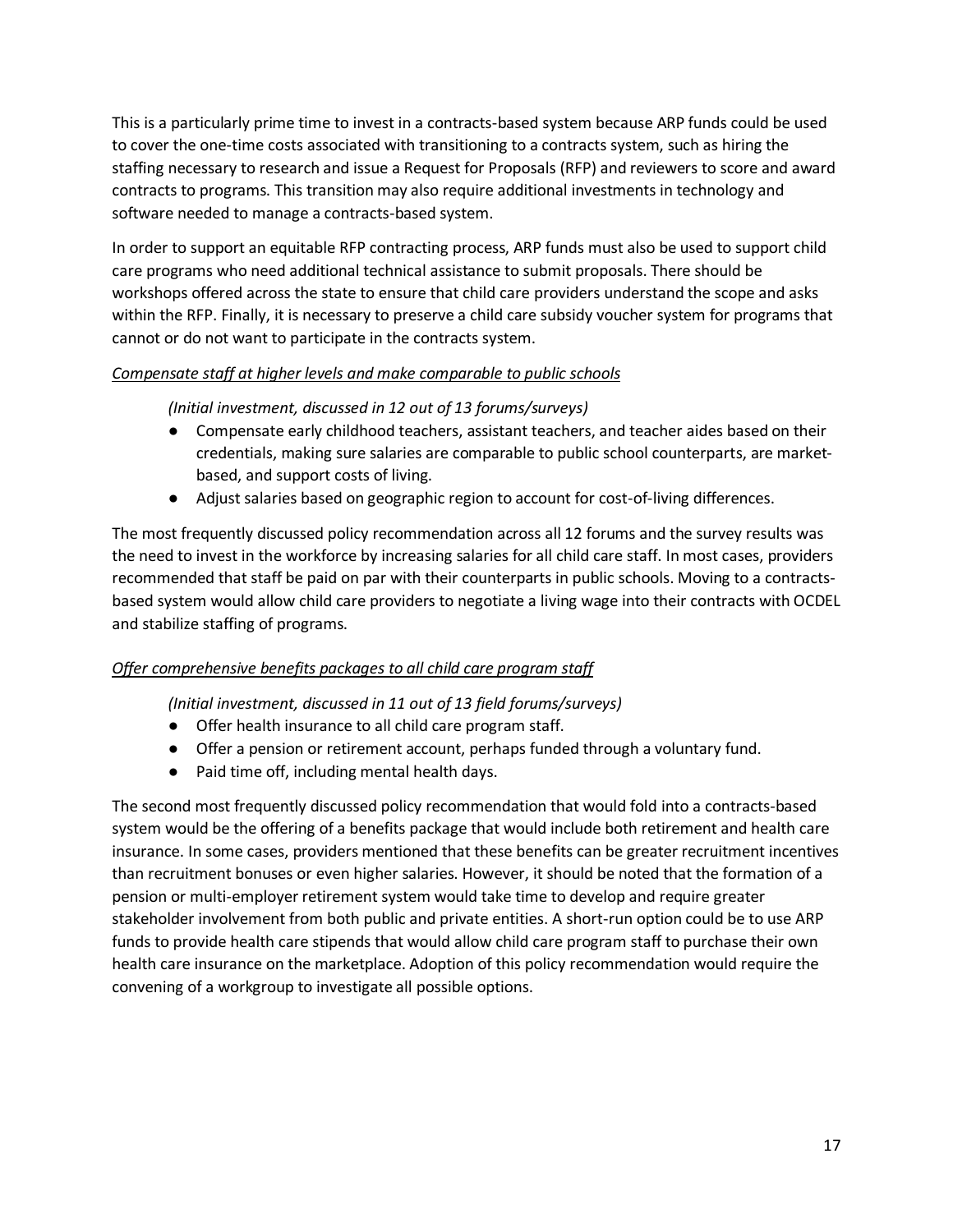This is a particularly prime time to invest in a contracts-based system because ARP funds could be used to cover the one-time costs associated with transitioning to a contracts system, such as hiring the staffing necessary to research and issue a Request for Proposals (RFP) and reviewers to score and award contracts to programs. This transition may also require additional investments in technology and software needed to manage a contracts-based system.

In order to support an equitable RFP contracting process, ARP funds must also be used to support child care programs who need additional technical assistance to submit proposals. There should be workshops offered across the state to ensure that child care providers understand the scope and asks within the RFP. Finally, it is necessary to preserve a child care subsidy voucher system for programs that cannot or do not want to participate in the contracts system.

*Compensate staff at higher levels and make comparable to public schools*

*(Initial investment, discussed in 12 out of 13 forums/surveys)*

- Compensate early childhood teachers, assistant teachers, and teacher aides based on their credentials, making sure salaries are comparable to public school counterparts, are market-based, and support costs of living.
- Adjust salaries based on geographic region to account for cost-of-living differences.

The most frequently discussed policy recommendation across all 12 forums and the survey results was the need to invest in the workforce by increasing salaries for all child care staff. In most cases, providers recommended that staff be paid on par with their counterparts in public schools. Moving to a contracts-based system would allow child care providers to negotiate a living wage into their contracts with OCDEL and stabilize staffing of programs.

*Offer comprehensive benefits packages to all child care program staff*

*(Initial investment, discussed in 11 out of 13 field forums/surveys)*

- Offer health insurance to all child care program staff.
- Offer a pension or retirement account, perhaps funded through a voluntary fund.
- Paid time off, including mental health days.

The second most frequently discussed policy recommendation that would fold into a contracts-based system would be the offering of a benefits package that would include both retirement and health care insurance. In some cases, providers mentioned that these benefits can be greater recruitment incentives than recruitment bonuses or even higher salaries. However, it should be noted that the formation of a pension or multi-employer retirement system would take time to develop and require greater stakeholder involvement from both public and private entities. A short-run option could be to use ARP funds to provide health care stipends that would allow child care program staff to purchase their own health care insurance on the marketplace. Adoption of this policy recommendation would require the convening of a workgroup to investigate all possible options.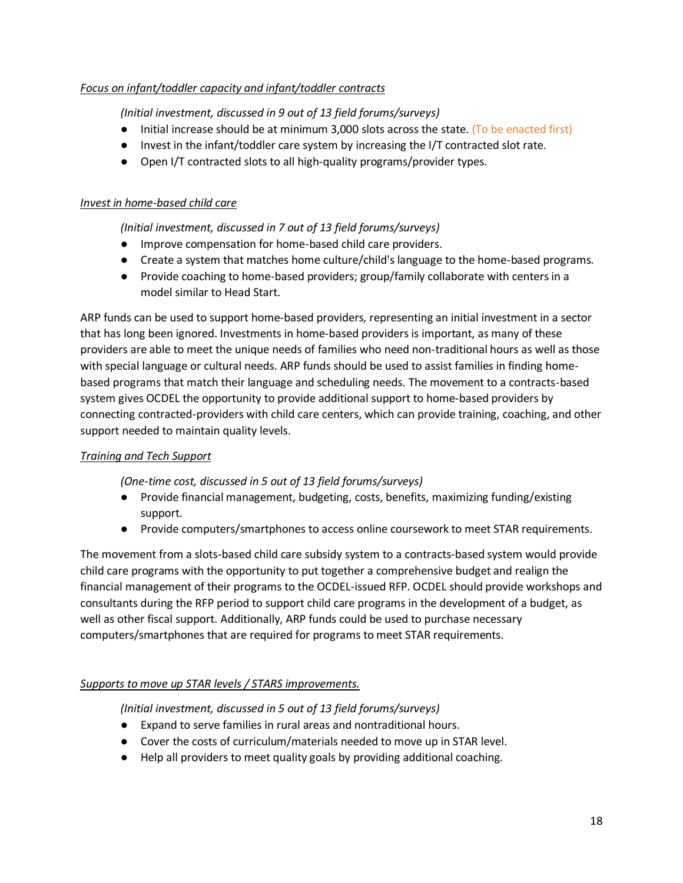<u>*Focus on infant/toddler capacity and infant/toddler contracts*</u>

*(Initial investment, discussed in 9 out of 13 field forums/surveys)*

- Initial increase should be at minimum 3,000 slots across the state. (To be enacted first)
- Invest in the infant/toddler care system by increasing the I/T contracted slot rate.
- Open I/T contracted slots to all high-quality programs/provider types.

<u>*Invest in home-based child care*</u>

*(Initial investment, discussed in 7 out of 13 field forums/surveys)*

- Improve compensation for home-based child care providers.
- Create a system that matches home culture/child's language to the home-based programs.
- Provide coaching to home-based providers; group/family collaborate with centers in a model similar to Head Start.

ARP funds can be used to support home-based providers, representing an initial investment in a sector that has long been ignored. Investments in home-based providers is important, as many of these providers are able to meet the unique needs of families who need non-traditional hours as well as those with special language or cultural needs. ARP funds should be used to assist families in finding home-based programs that match their language and scheduling needs. The movement to a contracts-based system gives OCDEL the opportunity to provide additional support to home-based providers by connecting contracted-providers with child care centers, which can provide training, coaching, and other support needed to maintain quality levels.

<u>*Training and Tech Support*</u>

*(One-time cost, discussed in 5 out of 13 field forums/surveys)*

- Provide financial management, budgeting, costs, benefits, maximizing funding/existing support.
- Provide computers/smartphones to access online coursework to meet STAR requirements.

The movement from a slots-based child care subsidy system to a contracts-based system would provide child care programs with the opportunity to put together a comprehensive budget and realign the financial management of their programs to the OCDEL-issued RFP. OCDEL should provide workshops and consultants during the RFP period to support child care programs in the development of a budget, as well as other fiscal support. Additionally, ARP funds could be used to purchase necessary computers/smartphones that are required for programs to meet STAR requirements.

<u>*Supports to move up STAR levels / STARS improvements.*</u>

*(Initial investment, discussed in 5 out of 13 field forums/surveys)*

- Expand to serve families in rural areas and nontraditional hours.
- Cover the costs of curriculum/materials needed to move up in STAR level.
- Help all providers to meet quality goals by providing additional coaching.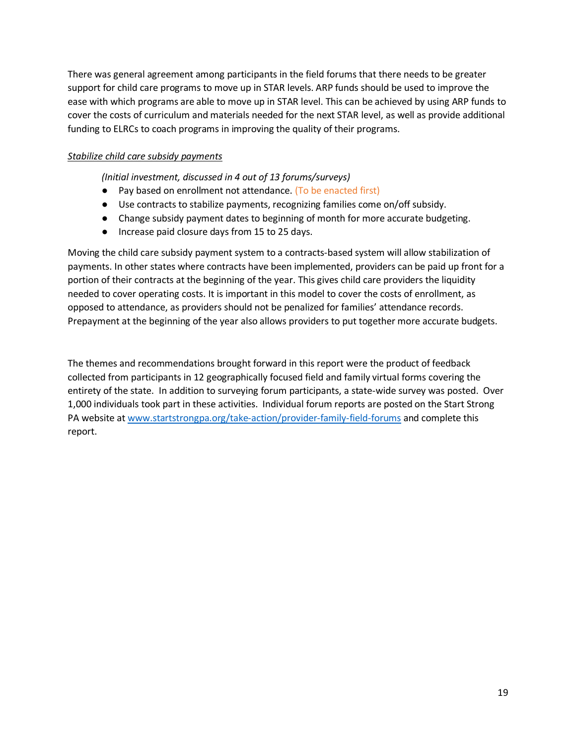There was general agreement among participants in the field forums that there needs to be greater support for child care programs to move up in STAR levels. ARP funds should be used to improve the ease with which programs are able to move up in STAR level. This can be achieved by using ARP funds to cover the costs of curriculum and materials needed for the next STAR level, as well as provide additional funding to ELRCs to coach programs in improving the quality of their programs.

_Stabilize child care subsidy payments_

*(Initial investment, discussed in 4 out of 13 forums/surveys)*

- Pay based on enrollment not attendance. (To be enacted first)
- Use contracts to stabilize payments, recognizing families come on/off subsidy.
- Change subsidy payment dates to beginning of month for more accurate budgeting.
- Increase paid closure days from 15 to 25 days.

Moving the child care subsidy payment system to a contracts-based system will allow stabilization of payments. In other states where contracts have been implemented, providers can be paid up front for a portion of their contracts at the beginning of the year. This gives child care providers the liquidity needed to cover operating costs. It is important in this model to cover the costs of enrollment, as opposed to attendance, as providers should not be penalized for families' attendance records. Prepayment at the beginning of the year also allows providers to put together more accurate budgets.

The themes and recommendations brought forward in this report were the product of feedback collected from participants in 12 geographically focused field and family virtual forms covering the entirety of the state. In addition to surveying forum participants, a state-wide survey was posted. Over 1,000 individuals took part in these activities. Individual forum reports are posted on the Start Strong PA website at [www.startstrongpa.org/take-action/provider-family-field-forums](http://www.startstrongpa.org/take-action/provider-family-field-forums) and complete this report.